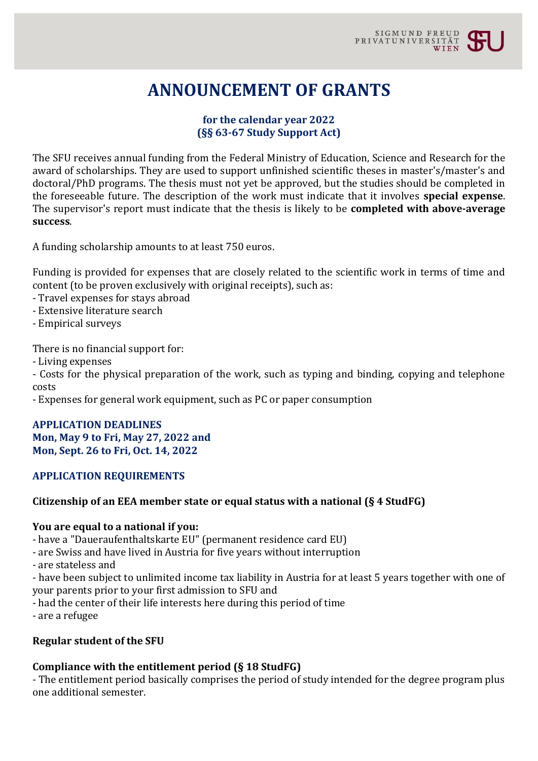# ANNOUNCEMENT OF GRANTS

**for the calendar year 2022**
**(§§ 63-67 Study Support Act)**

The SFU receives annual funding from the Federal Ministry of Education, Science and Research for the award of scholarships. They are used to support unfinished scientific theses in master's/master's and doctoral/PhD programs. The thesis must not yet be approved, but the studies should be completed in the foreseeable future. The description of the work must indicate that it involves **special expense**. The supervisor's report must indicate that the thesis is likely to be **completed with above-average success**.

A funding scholarship amounts to at least 750 euros.

Funding is provided for expenses that are closely related to the scientific work in terms of time and content (to be proven exclusively with original receipts), such as:
- Travel expenses for stays abroad
- Extensive literature search
- Empirical surveys

There is no financial support for:
- Living expenses
- Costs for the physical preparation of the work, such as typing and binding, copying and telephone costs
- Expenses for general work equipment, such as PC or paper consumption

### APPLICATION DEADLINES
**Mon, May 9 to Fri, May 27, 2022 and**
**Mon, Sept. 26 to Fri, Oct. 14, 2022**

### APPLICATION REQUIREMENTS

**Citizenship of an EEA member state or equal status with a national (§ 4 StudFG)**

**You are equal to a national if you:**
- have a "Daueraufenthaltskarte EU" (permanent residence card EU)
- are Swiss and have lived in Austria for five years without interruption
- are stateless and
- have been subject to unlimited income tax liability in Austria for at least 5 years together with one of your parents prior to your first admission to SFU and
- had the center of their life interests here during this period of time
- are a refugee

**Regular student of the SFU**

**Compliance with the entitlement period (§ 18 StudFG)**
- The entitlement period basically comprises the period of study intended for the degree program plus one additional semester.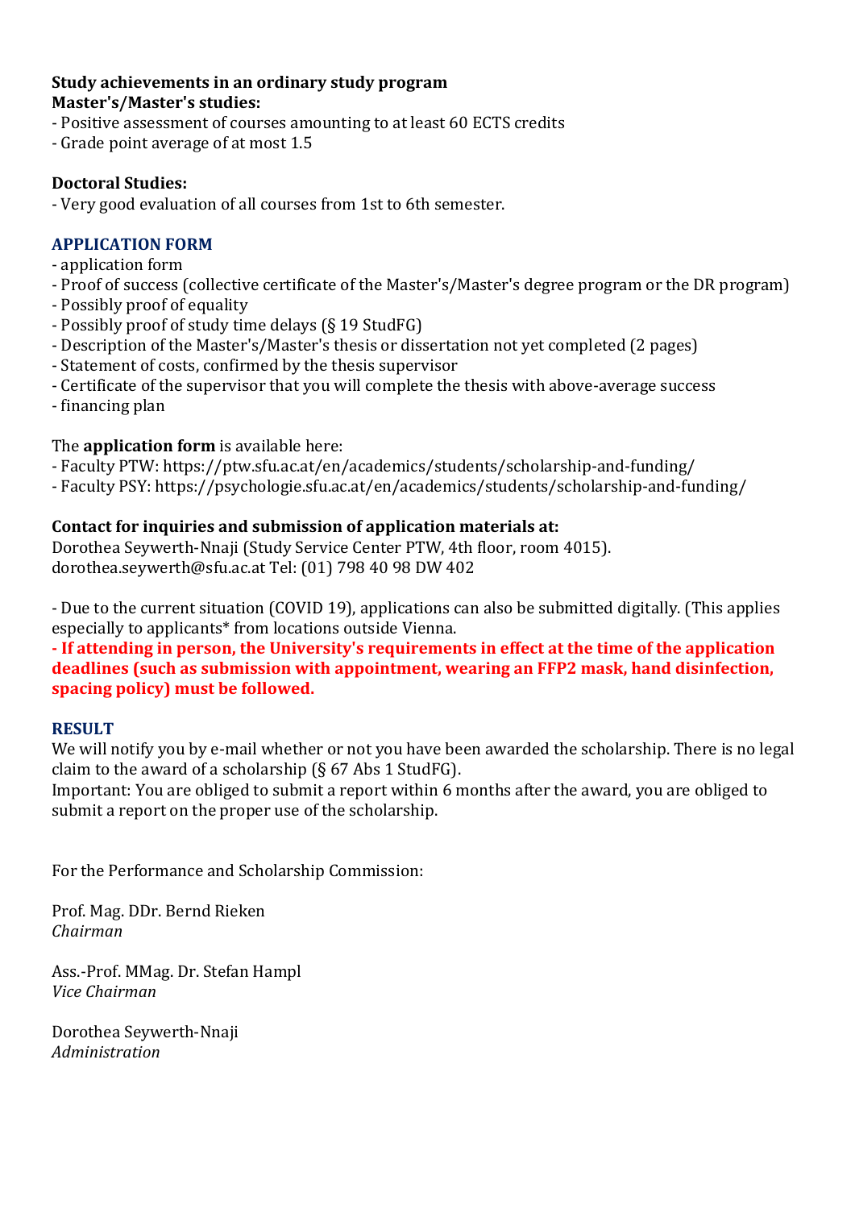**Study achievements in an ordinary study program**
**Master's/Master's studies:**

- Positive assessment of courses amounting to at least 60 ECTS credits
- Grade point average of at most 1.5

**Doctoral Studies:**

- Very good evaluation of all courses from 1st to 6th semester.

## APPLICATION FORM

- application form
- Proof of success (collective certificate of the Master's/Master's degree program or the DR program)
- Possibly proof of equality
- Possibly proof of study time delays (§ 19 StudFG)
- Description of the Master's/Master's thesis or dissertation not yet completed (2 pages)
- Statement of costs, confirmed by the thesis supervisor
- Certificate of the supervisor that you will complete the thesis with above-average success
- financing plan

The **application form** is available here:

- Faculty PTW: https://ptw.sfu.ac.at/en/academics/students/scholarship-and-funding/
- Faculty PSY: https://psychologie.sfu.ac.at/en/academics/students/scholarship-and-funding/

**Contact for inquiries and submission of application materials at:**
Dorothea Seywerth-Nnaji (Study Service Center PTW, 4th floor, room 4015).
dorothea.seywerth@sfu.ac.at Tel: (01) 798 40 98 DW 402

- Due to the current situation (COVID 19), applications can also be submitted digitally. (This applies especially to applicants* from locations outside Vienna.
- **If attending in person, the University's requirements in effect at the time of the application deadlines (such as submission with appointment, wearing an FFP2 mask, hand disinfection, spacing policy) must be followed.**

## RESULT

We will notify you by e-mail whether or not you have been awarded the scholarship. There is no legal claim to the award of a scholarship (§ 67 Abs 1 StudFG).
Important: You are obliged to submit a report within 6 months after the award, you are obliged to submit a report on the proper use of the scholarship.

For the Performance and Scholarship Commission:

Prof. Mag. DDr. Bernd Rieken
*Chairman*

Ass.-Prof. MMag. Dr. Stefan Hampl
*Vice Chairman*

Dorothea Seywerth-Nnaji
*Administration*